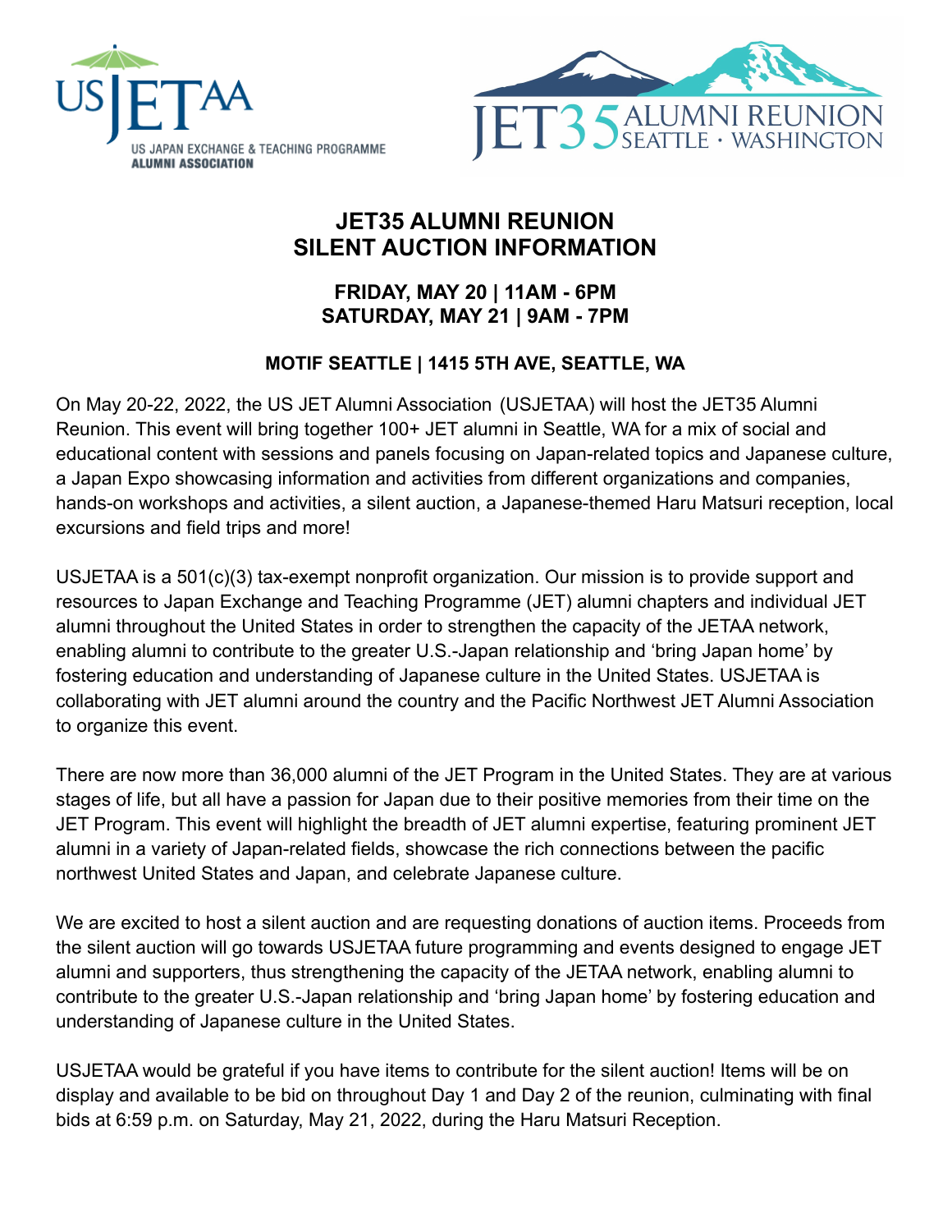USJETAA
US JAPAN EXCHANGE & TEACHING PROGRAMME
**ALUMNI ASSOCIATION**

JET35 ALUMNI REUNION
SEATTLE · WASHINGTON

# JET35 ALUMNI REUNION
# SILENT AUCTION INFORMATION

### FRIDAY, MAY 20 | 11AM - 6PM
### SATURDAY, MAY 21 | 9AM - 7PM

#### MOTIF SEATTLE | 1415 5TH AVE, SEATTLE, WA

On May 20-22, 2022, the US JET Alumni Association (USJETAA) will host the JET35 Alumni Reunion. This event will bring together 100+ JET alumni in Seattle, WA for a mix of social and educational content with sessions and panels focusing on Japan-related topics and Japanese culture, a Japan Expo showcasing information and activities from different organizations and companies, hands-on workshops and activities, a silent auction, a Japanese-themed Haru Matsuri reception, local excursions and field trips and more!

USJETAA is a 501(c)(3) tax-exempt nonprofit organization. Our mission is to provide support and resources to Japan Exchange and Teaching Programme (JET) alumni chapters and individual JET alumni throughout the United States in order to strengthen the capacity of the JETAA network, enabling alumni to contribute to the greater U.S.-Japan relationship and 'bring Japan home' by fostering education and understanding of Japanese culture in the United States. USJETAA is collaborating with JET alumni around the country and the Pacific Northwest JET Alumni Association to organize this event.

There are now more than 36,000 alumni of the JET Program in the United States. They are at various stages of life, but all have a passion for Japan due to their positive memories from their time on the JET Program. This event will highlight the breadth of JET alumni expertise, featuring prominent JET alumni in a variety of Japan-related fields, showcase the rich connections between the pacific northwest United States and Japan, and celebrate Japanese culture.

We are excited to host a silent auction and are requesting donations of auction items. Proceeds from the silent auction will go towards USJETAA future programming and events designed to engage JET alumni and supporters, thus strengthening the capacity of the JETAA network, enabling alumni to contribute to the greater U.S.-Japan relationship and 'bring Japan home' by fostering education and understanding of Japanese culture in the United States.

USJETAA would be grateful if you have items to contribute for the silent auction! Items will be on display and available to be bid on throughout Day 1 and Day 2 of the reunion, culminating with final bids at 6:59 p.m. on Saturday, May 21, 2022, during the Haru Matsuri Reception.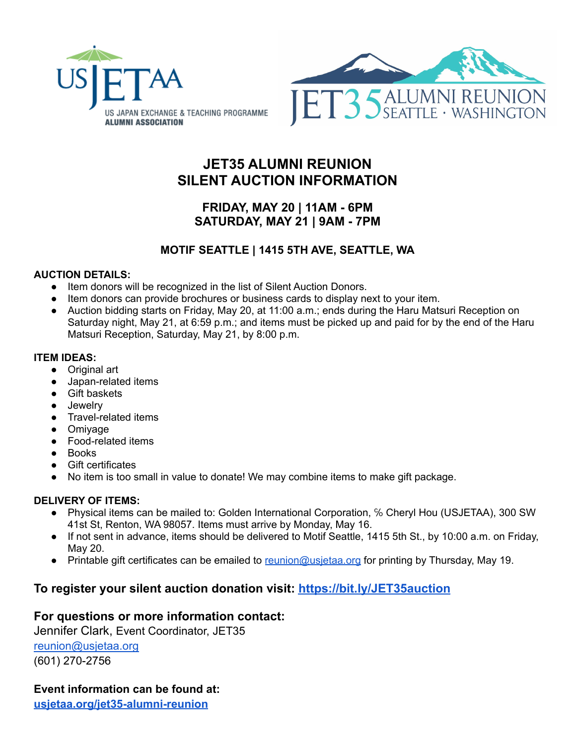USJETAA
US JAPAN EXCHANGE & TEACHING PROGRAMME
ALUMNI ASSOCIATION

JET35 ALUMNI REUNION
SEATTLE · WASHINGTON

# JET35 ALUMNI REUNION
# SILENT AUCTION INFORMATION

### FRIDAY, MAY 20 | 11AM - 6PM
### SATURDAY, MAY 21 | 9AM - 7PM

### MOTIF SEATTLE | 1415 5TH AVE, SEATTLE, WA

**AUCTION DETAILS:**

- Item donors will be recognized in the list of Silent Auction Donors.
- Item donors can provide brochures or business cards to display next to your item.
- Auction bidding starts on Friday, May 20, at 11:00 a.m.; ends during the Haru Matsuri Reception on Saturday night, May 21, at 6:59 p.m.; and items must be picked up and paid for by the end of the Haru Matsuri Reception, Saturday, May 21, by 8:00 p.m.

**ITEM IDEAS:**

- Original art
- Japan-related items
- Gift baskets
- Jewelry
- Travel-related items
- Omiyage
- Food-related items
- Books
- Gift certificates
- No item is too small in value to donate! We may combine items to make gift package.

**DELIVERY OF ITEMS:**

- Physical items can be mailed to: Golden International Corporation, ℅ Cheryl Hou (USJETAA), 300 SW 41st St, Renton, WA 98057. Items must arrive by Monday, May 16.
- If not sent in advance, items should be delivered to Motif Seattle, 1415 5th St., by 10:00 a.m. on Friday, May 20.
- Printable gift certificates can be emailed to reunion@usjetaa.org for printing by Thursday, May 19.

### To register your silent auction donation visit: https://bit.ly/JET35auction

### For questions or more information contact:

Jennifer Clark, Event Coordinator, JET35
reunion@usjetaa.org
(601) 270-2756

### Event information can be found at:

**usjetaa.org/jet35-alumni-reunion**